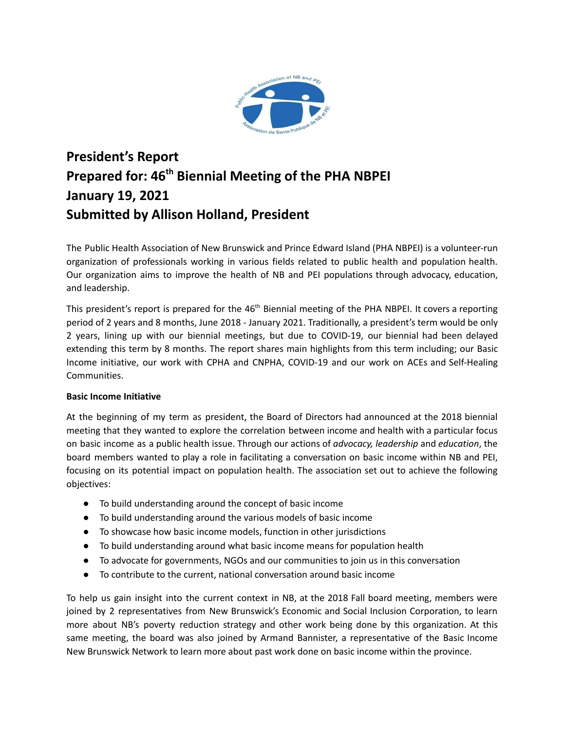# President's Report
# Prepared for: 46th Biennial Meeting of the PHA NBPEI
# January 19, 2021
# Submitted by Allison Holland, President

The Public Health Association of New Brunswick and Prince Edward Island (PHA NBPEI) is a volunteer-run organization of professionals working in various fields related to public health and population health. Our organization aims to improve the health of NB and PEI populations through advocacy, education, and leadership.

This president's report is prepared for the 46th Biennial meeting of the PHA NBPEI. It covers a reporting period of 2 years and 8 months, June 2018 - January 2021. Traditionally, a president's term would be only 2 years, lining up with our biennial meetings, but due to COVID-19, our biennial had been delayed extending this term by 8 months. The report shares main highlights from this term including; our Basic Income initiative, our work with CPHA and CNPHA, COVID-19 and our work on ACEs and Self-Healing Communities.

**Basic Income Initiative**

At the beginning of my term as president, the Board of Directors had announced at the 2018 biennial meeting that they wanted to explore the correlation between income and health with a particular focus on basic income as a public health issue. Through our actions of *advocacy, leadership* and *education*, the board members wanted to play a role in facilitating a conversation on basic income within NB and PEI, focusing on its potential impact on population health. The association set out to achieve the following objectives:

- To build understanding around the concept of basic income
- To build understanding around the various models of basic income
- To showcase how basic income models, function in other jurisdictions
- To build understanding around what basic income means for population health
- To advocate for governments, NGOs and our communities to join us in this conversation
- To contribute to the current, national conversation around basic income

To help us gain insight into the current context in NB, at the 2018 Fall board meeting, members were joined by 2 representatives from New Brunswick's Economic and Social Inclusion Corporation, to learn more about NB's poverty reduction strategy and other work being done by this organization. At this same meeting, the board was also joined by Armand Bannister, a representative of the Basic Income New Brunswick Network to learn more about past work done on basic income within the province.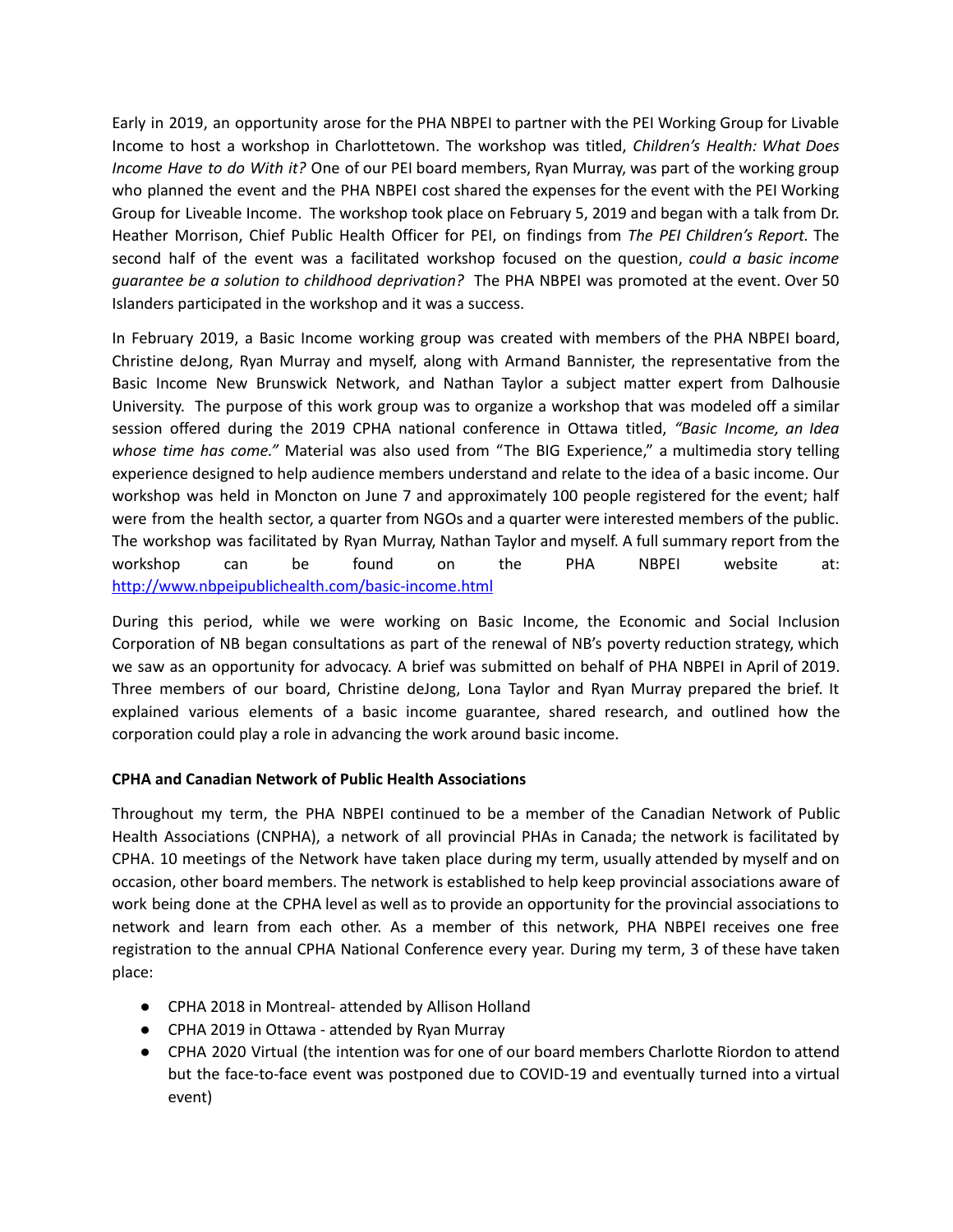Early in 2019, an opportunity arose for the PHA NBPEI to partner with the PEI Working Group for Livable Income to host a workshop in Charlottetown. The workshop was titled, *Children's Health: What Does Income Have to do With it?* One of our PEI board members, Ryan Murray, was part of the working group who planned the event and the PHA NBPEI cost shared the expenses for the event with the PEI Working Group for Liveable Income. The workshop took place on February 5, 2019 and began with a talk from Dr. Heather Morrison, Chief Public Health Officer for PEI, on findings from *The PEI Children's Report.* The second half of the event was a facilitated workshop focused on the question, *could a basic income guarantee be a solution to childhood deprivation?* The PHA NBPEI was promoted at the event. Over 50 Islanders participated in the workshop and it was a success.

In February 2019, a Basic Income working group was created with members of the PHA NBPEI board, Christine deJong, Ryan Murray and myself, along with Armand Bannister, the representative from the Basic Income New Brunswick Network, and Nathan Taylor a subject matter expert from Dalhousie University. The purpose of this work group was to organize a workshop that was modeled off a similar session offered during the 2019 CPHA national conference in Ottawa titled, *"Basic Income, an Idea whose time has come."* Material was also used from "The BIG Experience," a multimedia story telling experience designed to help audience members understand and relate to the idea of a basic income. Our workshop was held in Moncton on June 7 and approximately 100 people registered for the event; half were from the health sector, a quarter from NGOs and a quarter were interested members of the public. The workshop was facilitated by Ryan Murray, Nathan Taylor and myself. A full summary report from the workshop can be found on the PHA NBPEI website at: http://www.nbpeipublichealth.com/basic-income.html

During this period, while we were working on Basic Income, the Economic and Social Inclusion Corporation of NB began consultations as part of the renewal of NB's poverty reduction strategy, which we saw as an opportunity for advocacy. A brief was submitted on behalf of PHA NBPEI in April of 2019. Three members of our board, Christine deJong, Lona Taylor and Ryan Murray prepared the brief. It explained various elements of a basic income guarantee, shared research, and outlined how the corporation could play a role in advancing the work around basic income.

**CPHA and Canadian Network of Public Health Associations**

Throughout my term, the PHA NBPEI continued to be a member of the Canadian Network of Public Health Associations (CNPHA), a network of all provincial PHAs in Canada; the network is facilitated by CPHA. 10 meetings of the Network have taken place during my term, usually attended by myself and on occasion, other board members. The network is established to help keep provincial associations aware of work being done at the CPHA level as well as to provide an opportunity for the provincial associations to network and learn from each other. As a member of this network, PHA NBPEI receives one free registration to the annual CPHA National Conference every year. During my term, 3 of these have taken place:

- CPHA 2018 in Montreal- attended by Allison Holland
- CPHA 2019 in Ottawa - attended by Ryan Murray
- CPHA 2020 Virtual (the intention was for one of our board members Charlotte Riordon to attend but the face-to-face event was postponed due to COVID-19 and eventually turned into a virtual event)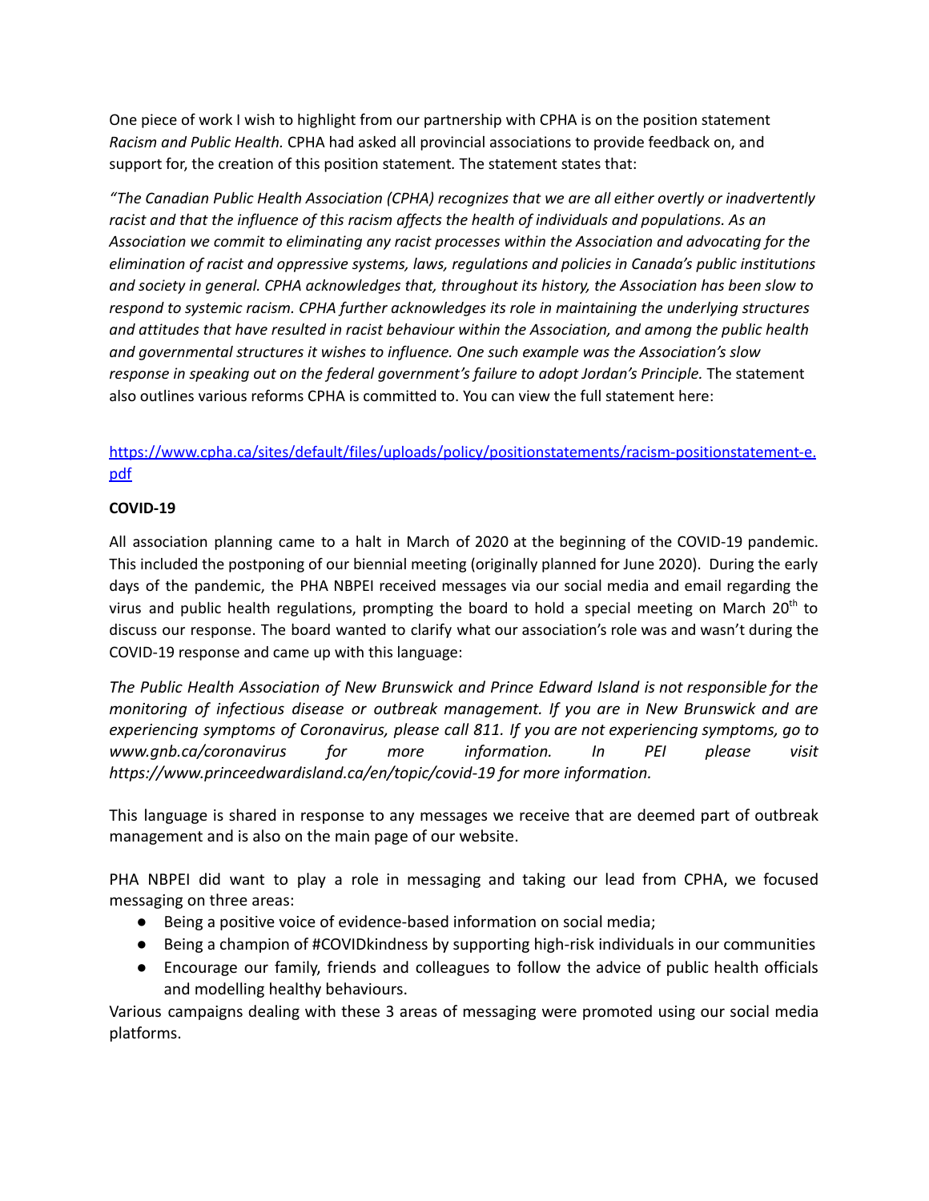One piece of work I wish to highlight from our partnership with CPHA is on the position statement *Racism and Public Health.* CPHA had asked all provincial associations to provide feedback on, and support for, the creation of this position statement*.* The statement states that:

*"The Canadian Public Health Association (CPHA) recognizes that we are all either overtly or inadvertently racist and that the influence of this racism affects the health of individuals and populations. As an Association we commit to eliminating any racist processes within the Association and advocating for the elimination of racist and oppressive systems, laws, regulations and policies in Canada's public institutions and society in general. CPHA acknowledges that, throughout its history, the Association has been slow to respond to systemic racism. CPHA further acknowledges its role in maintaining the underlying structures and attitudes that have resulted in racist behaviour within the Association, and among the public health and governmental structures it wishes to influence. One such example was the Association's slow response in speaking out on the federal government's failure to adopt Jordan's Principle.* The statement also outlines various reforms CPHA is committed to. You can view the full statement here:

https://www.cpha.ca/sites/default/files/uploads/policy/positionstatements/racism-positionstatement-e.pdf

**COVID-19**

All association planning came to a halt in March of 2020 at the beginning of the COVID-19 pandemic. This included the postponing of our biennial meeting (originally planned for June 2020). During the early days of the pandemic, the PHA NBPEI received messages via our social media and email regarding the virus and public health regulations, prompting the board to hold a special meeting on March 20th to discuss our response. The board wanted to clarify what our association's role was and wasn't during the COVID-19 response and came up with this language:

*The Public Health Association of New Brunswick and Prince Edward Island is not responsible for the monitoring of infectious disease or outbreak management. If you are in New Brunswick and are experiencing symptoms of Coronavirus, please call 811. If you are not experiencing symptoms, go to www.gnb.ca/coronavirus for more information. In PEI please visit https://www.princeedwardisland.ca/en/topic/covid-19 for more information.*

This language is shared in response to any messages we receive that are deemed part of outbreak management and is also on the main page of our website.

PHA NBPEI did want to play a role in messaging and taking our lead from CPHA, we focused messaging on three areas:

- Being a positive voice of evidence-based information on social media;
- Being a champion of #COVIDkindness by supporting high-risk individuals in our communities
- Encourage our family, friends and colleagues to follow the advice of public health officials and modelling healthy behaviours.

Various campaigns dealing with these 3 areas of messaging were promoted using our social media platforms.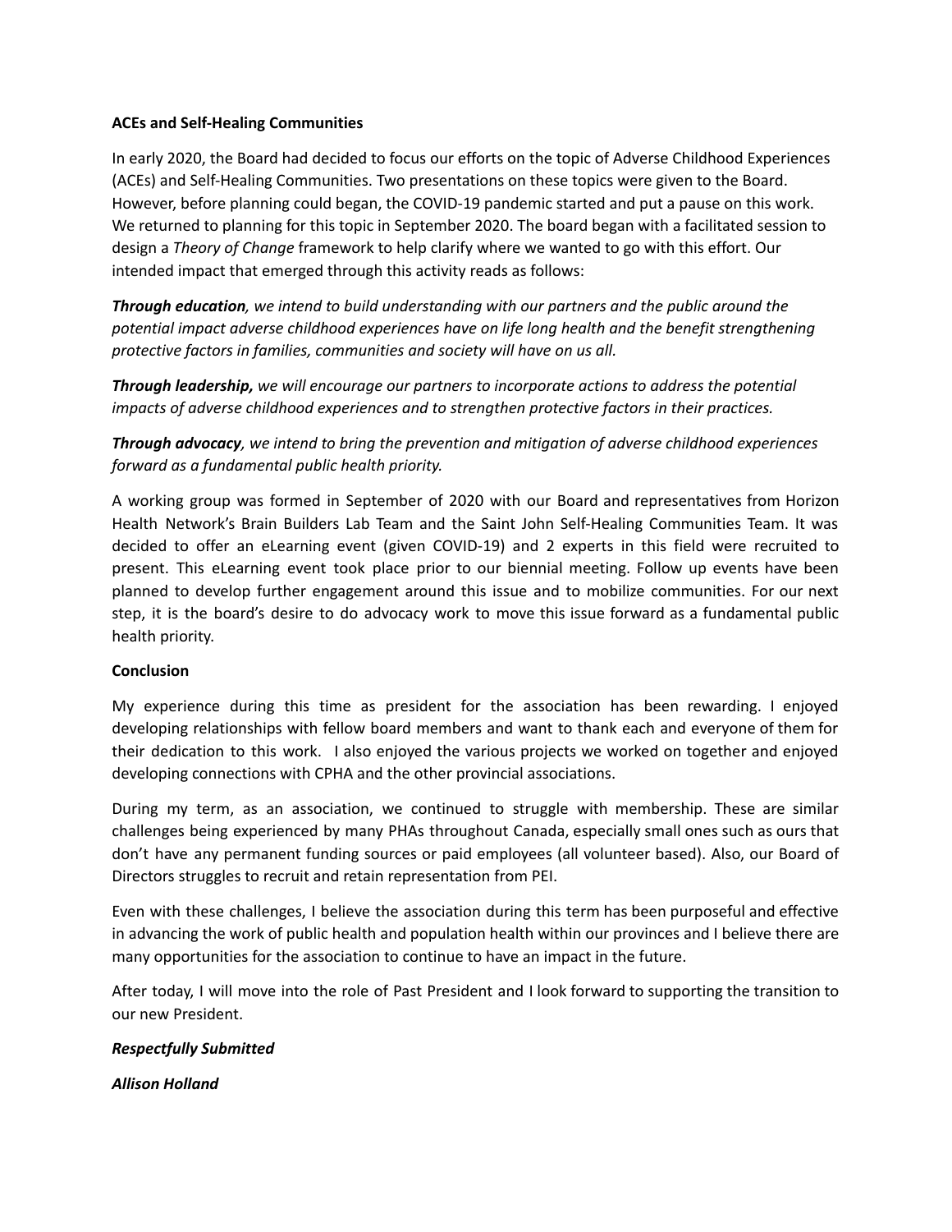**ACEs and Self-Healing Communities**

In early 2020, the Board had decided to focus our efforts on the topic of Adverse Childhood Experiences (ACEs) and Self-Healing Communities. Two presentations on these topics were given to the Board. However, before planning could began, the COVID-19 pandemic started and put a pause on this work. We returned to planning for this topic in September 2020. The board began with a facilitated session to design a *Theory of Change* framework to help clarify where we wanted to go with this effort. Our intended impact that emerged through this activity reads as follows:

***Through education****, we intend to build understanding with our partners and the public around the potential impact adverse childhood experiences have on life long health and the benefit strengthening protective factors in families, communities and society will have on us all.*

***Through leadership,*** *we will encourage our partners to incorporate actions to address the potential impacts of adverse childhood experiences and to strengthen protective factors in their practices.*

***Through advocacy****, we intend to bring the prevention and mitigation of adverse childhood experiences forward as a fundamental public health priority.*

A working group was formed in September of 2020 with our Board and representatives from Horizon Health Network's Brain Builders Lab Team and the Saint John Self-Healing Communities Team. It was decided to offer an eLearning event (given COVID-19) and 2 experts in this field were recruited to present. This eLearning event took place prior to our biennial meeting. Follow up events have been planned to develop further engagement around this issue and to mobilize communities. For our next step, it is the board's desire to do advocacy work to move this issue forward as a fundamental public health priority.

**Conclusion**

My experience during this time as president for the association has been rewarding. I enjoyed developing relationships with fellow board members and want to thank each and everyone of them for their dedication to this work. I also enjoyed the various projects we worked on together and enjoyed developing connections with CPHA and the other provincial associations.

During my term, as an association, we continued to struggle with membership. These are similar challenges being experienced by many PHAs throughout Canada, especially small ones such as ours that don't have any permanent funding sources or paid employees (all volunteer based). Also, our Board of Directors struggles to recruit and retain representation from PEI.

Even with these challenges, I believe the association during this term has been purposeful and effective in advancing the work of public health and population health within our provinces and I believe there are many opportunities for the association to continue to have an impact in the future.

After today, I will move into the role of Past President and I look forward to supporting the transition to our new President.

***Respectfully Submitted***

***Allison Holland***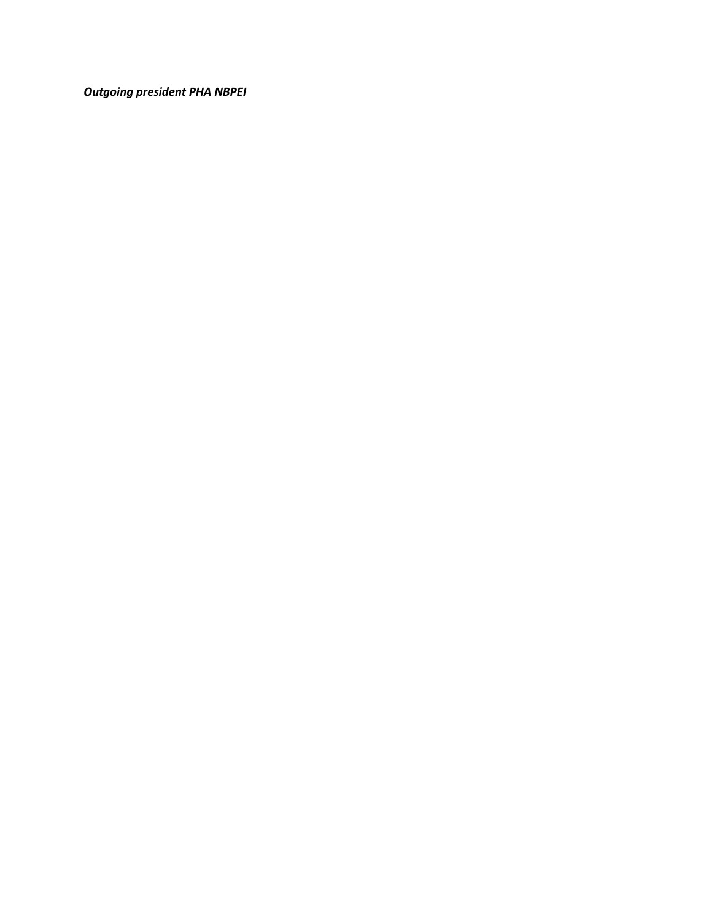***Outgoing president PHA NBPEI***